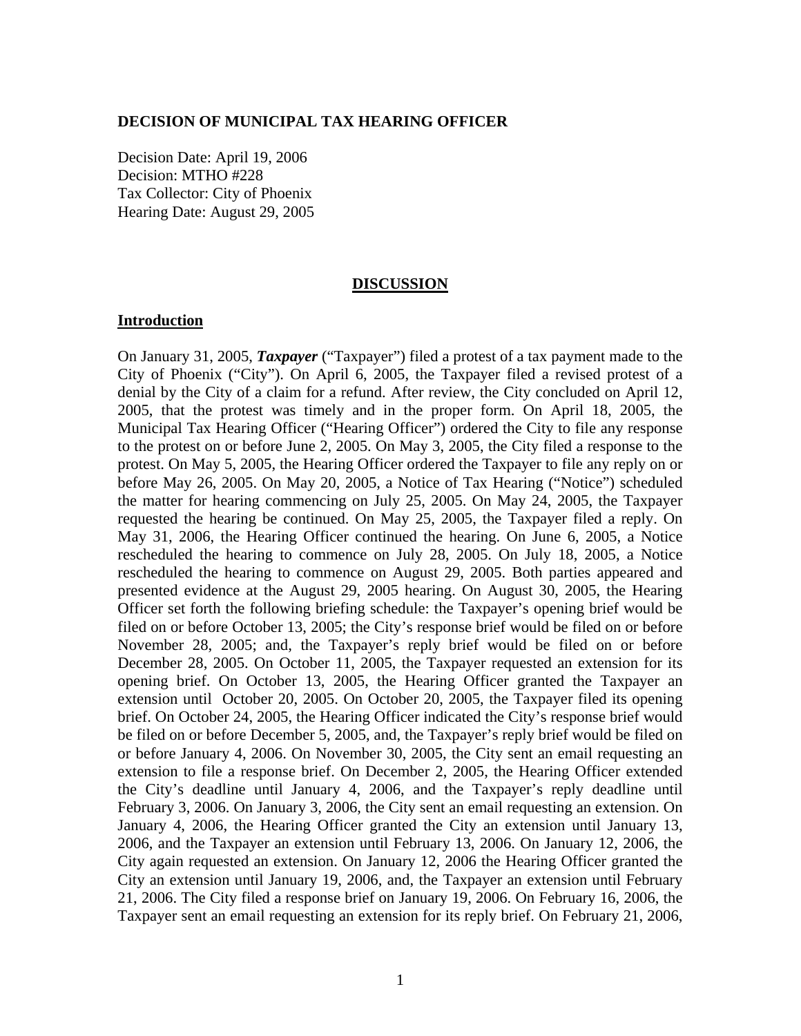**DECISION OF MUNICIPAL TAX HEARING OFFICER**

Decision Date: April 19, 2006
Decision: MTHO #228
Tax Collector: City of Phoenix
Hearing Date: August 29, 2005

## DISCUSSION

### Introduction

On January 31, 2005, ***Taxpayer*** ("Taxpayer") filed a protest of a tax payment made to the City of Phoenix ("City"). On April 6, 2005, the Taxpayer filed a revised protest of a denial by the City of a claim for a refund. After review, the City concluded on April 12, 2005, that the protest was timely and in the proper form. On April 18, 2005, the Municipal Tax Hearing Officer ("Hearing Officer") ordered the City to file any response to the protest on or before June 2, 2005. On May 3, 2005, the City filed a response to the protest. On May 5, 2005, the Hearing Officer ordered the Taxpayer to file any reply on or before May 26, 2005. On May 20, 2005, a Notice of Tax Hearing ("Notice") scheduled the matter for hearing commencing on July 25, 2005. On May 24, 2005, the Taxpayer requested the hearing be continued. On May 25, 2005, the Taxpayer filed a reply. On May 31, 2006, the Hearing Officer continued the hearing. On June 6, 2005, a Notice rescheduled the hearing to commence on July 28, 2005. On July 18, 2005, a Notice rescheduled the hearing to commence on August 29, 2005. Both parties appeared and presented evidence at the August 29, 2005 hearing. On August 30, 2005, the Hearing Officer set forth the following briefing schedule: the Taxpayer's opening brief would be filed on or before October 13, 2005; the City's response brief would be filed on or before November 28, 2005; and, the Taxpayer's reply brief would be filed on or before December 28, 2005. On October 11, 2005, the Taxpayer requested an extension for its opening brief. On October 13, 2005, the Hearing Officer granted the Taxpayer an extension until October 20, 2005. On October 20, 2005, the Taxpayer filed its opening brief. On October 24, 2005, the Hearing Officer indicated the City's response brief would be filed on or before December 5, 2005, and, the Taxpayer's reply brief would be filed on or before January 4, 2006. On November 30, 2005, the City sent an email requesting an extension to file a response brief. On December 2, 2005, the Hearing Officer extended the City's deadline until January 4, 2006, and the Taxpayer's reply deadline until February 3, 2006. On January 3, 2006, the City sent an email requesting an extension. On January 4, 2006, the Hearing Officer granted the City an extension until January 13, 2006, and the Taxpayer an extension until February 13, 2006. On January 12, 2006, the City again requested an extension. On January 12, 2006 the Hearing Officer granted the City an extension until January 19, 2006, and, the Taxpayer an extension until February 21, 2006. The City filed a response brief on January 19, 2006. On February 16, 2006, the Taxpayer sent an email requesting an extension for its reply brief. On February 21, 2006,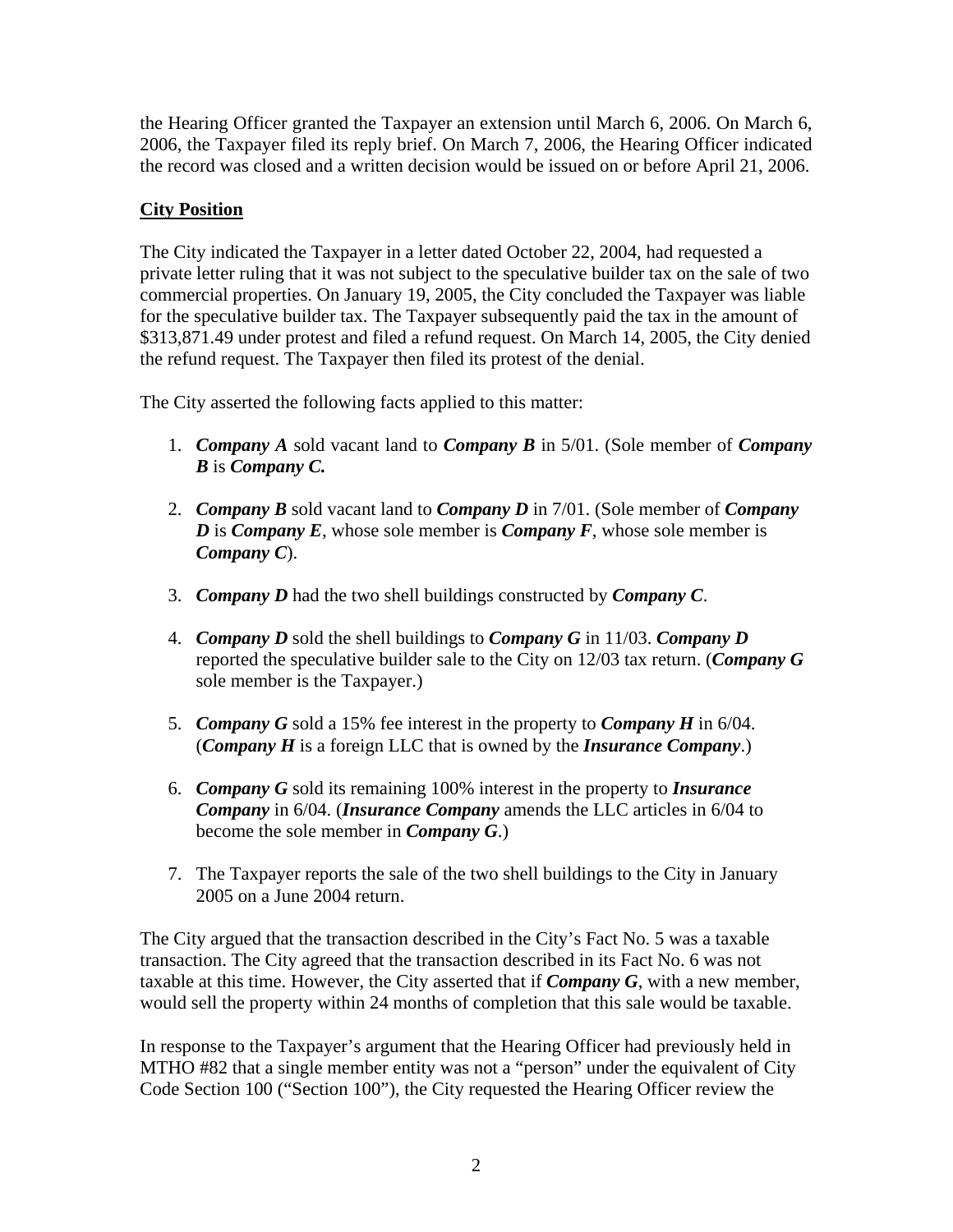the Hearing Officer granted the Taxpayer an extension until March 6, 2006. On March 6, 2006, the Taxpayer filed its reply brief. On March 7, 2006, the Hearing Officer indicated the record was closed and a written decision would be issued on or before April 21, 2006.

## City Position

The City indicated the Taxpayer in a letter dated October 22, 2004, had requested a private letter ruling that it was not subject to the speculative builder tax on the sale of two commercial properties. On January 19, 2005, the City concluded the Taxpayer was liable for the speculative builder tax. The Taxpayer subsequently paid the tax in the amount of $313,871.49 under protest and filed a refund request. On March 14, 2005, the City denied the refund request. The Taxpayer then filed its protest of the denial.

The City asserted the following facts applied to this matter:

1. ***Company A*** sold vacant land to ***Company B*** in 5/01. (Sole member of ***Company B*** is ***Company C.***
2. ***Company B*** sold vacant land to ***Company D*** in 7/01. (Sole member of ***Company D*** is ***Company E***, whose sole member is ***Company F***, whose sole member is ***Company C***).
3. ***Company D*** had the two shell buildings constructed by ***Company C***.
4. ***Company D*** sold the shell buildings to ***Company G*** in 11/03. ***Company D*** reported the speculative builder sale to the City on 12/03 tax return. (***Company G*** sole member is the Taxpayer.)
5. ***Company G*** sold a 15% fee interest in the property to ***Company H*** in 6/04. (***Company H*** is a foreign LLC that is owned by the ***Insurance Company***.)
6. ***Company G*** sold its remaining 100% interest in the property to ***Insurance Company*** in 6/04. (***Insurance Company*** amends the LLC articles in 6/04 to become the sole member in ***Company G***.)
7. The Taxpayer reports the sale of the two shell buildings to the City in January 2005 on a June 2004 return.

The City argued that the transaction described in the City's Fact No. 5 was a taxable transaction. The City agreed that the transaction described in its Fact No. 6 was not taxable at this time. However, the City asserted that if ***Company G***, with a new member, would sell the property within 24 months of completion that this sale would be taxable.

In response to the Taxpayer's argument that the Hearing Officer had previously held in MTHO #82 that a single member entity was not a "person" under the equivalent of City Code Section 100 ("Section 100"), the City requested the Hearing Officer review the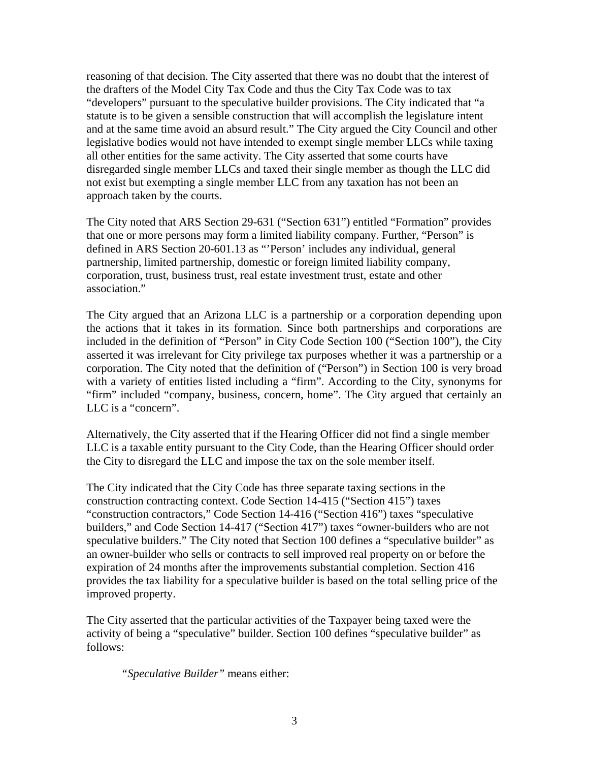reasoning of that decision. The City asserted that there was no doubt that the interest of the drafters of the Model City Tax Code and thus the City Tax Code was to tax "developers" pursuant to the speculative builder provisions. The City indicated that "a statute is to be given a sensible construction that will accomplish the legislature intent and at the same time avoid an absurd result." The City argued the City Council and other legislative bodies would not have intended to exempt single member LLCs while taxing all other entities for the same activity. The City asserted that some courts have disregarded single member LLCs and taxed their single member as though the LLC did not exist but exempting a single member LLC from any taxation has not been an approach taken by the courts.

The City noted that ARS Section 29-631 ("Section 631") entitled "Formation" provides that one or more persons may form a limited liability company. Further, "Person" is defined in ARS Section 20-601.13 as "'Person' includes any individual, general partnership, limited partnership, domestic or foreign limited liability company, corporation, trust, business trust, real estate investment trust, estate and other association."

The City argued that an Arizona LLC is a partnership or a corporation depending upon the actions that it takes in its formation. Since both partnerships and corporations are included in the definition of "Person" in City Code Section 100 ("Section 100"), the City asserted it was irrelevant for City privilege tax purposes whether it was a partnership or a corporation. The City noted that the definition of ("Person") in Section 100 is very broad with a variety of entities listed including a "firm". According to the City, synonyms for "firm" included "company, business, concern, home". The City argued that certainly an LLC is a "concern".

Alternatively, the City asserted that if the Hearing Officer did not find a single member LLC is a taxable entity pursuant to the City Code, than the Hearing Officer should order the City to disregard the LLC and impose the tax on the sole member itself.

The City indicated that the City Code has three separate taxing sections in the construction contracting context. Code Section 14-415 ("Section 415") taxes "construction contractors," Code Section 14-416 ("Section 416") taxes "speculative builders," and Code Section 14-417 ("Section 417") taxes "owner-builders who are not speculative builders." The City noted that Section 100 defines a "speculative builder" as an owner-builder who sells or contracts to sell improved real property on or before the expiration of 24 months after the improvements substantial completion. Section 416 provides the tax liability for a speculative builder is based on the total selling price of the improved property.

The City asserted that the particular activities of the Taxpayer being taxed were the activity of being a "speculative" builder. Section 100 defines "speculative builder" as follows:

> "*Speculative Builder*" means either: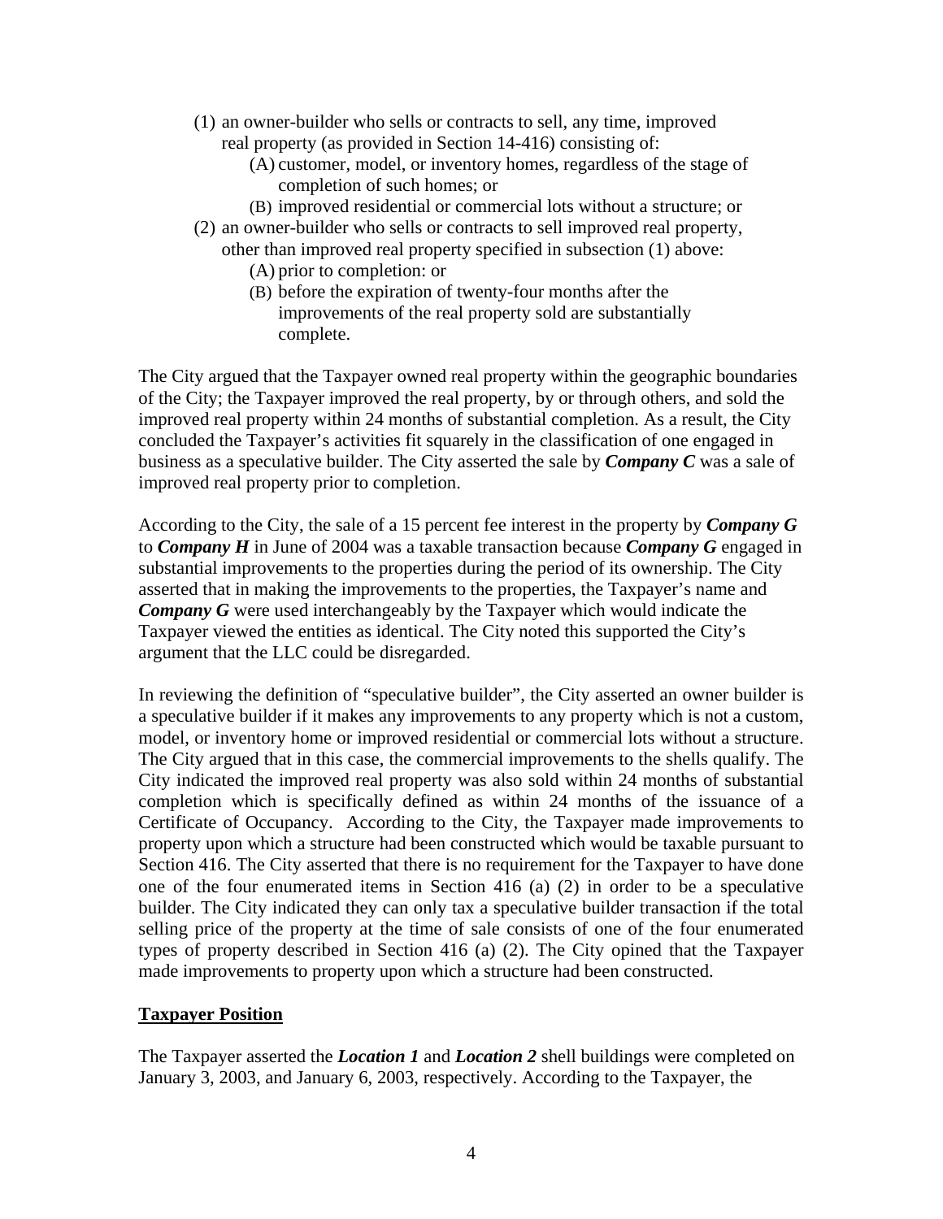(1) an owner-builder who sells or contracts to sell, any time, improved real property (as provided in Section 14-416) consisting of:
   (A) customer, model, or inventory homes, regardless of the stage of completion of such homes; or
   (B) improved residential or commercial lots without a structure; or
(2) an owner-builder who sells or contracts to sell improved real property, other than improved real property specified in subsection (1) above:
   (A) prior to completion: or
   (B) before the expiration of twenty-four months after the improvements of the real property sold are substantially complete.

The City argued that the Taxpayer owned real property within the geographic boundaries of the City; the Taxpayer improved the real property, by or through others, and sold the improved real property within 24 months of substantial completion. As a result, the City concluded the Taxpayer's activities fit squarely in the classification of one engaged in business as a speculative builder. The City asserted the sale by ***Company C*** was a sale of improved real property prior to completion.

According to the City, the sale of a 15 percent fee interest in the property by ***Company G*** to ***Company H*** in June of 2004 was a taxable transaction because ***Company G*** engaged in substantial improvements to the properties during the period of its ownership. The City asserted that in making the improvements to the properties, the Taxpayer's name and ***Company G*** were used interchangeably by the Taxpayer which would indicate the Taxpayer viewed the entities as identical. The City noted this supported the City's argument that the LLC could be disregarded.

In reviewing the definition of "speculative builder", the City asserted an owner builder is a speculative builder if it makes any improvements to any property which is not a custom, model, or inventory home or improved residential or commercial lots without a structure. The City argued that in this case, the commercial improvements to the shells qualify. The City indicated the improved real property was also sold within 24 months of substantial completion which is specifically defined as within 24 months of the issuance of a Certificate of Occupancy. According to the City, the Taxpayer made improvements to property upon which a structure had been constructed which would be taxable pursuant to Section 416. The City asserted that there is no requirement for the Taxpayer to have done one of the four enumerated items in Section 416 (a) (2) in order to be a speculative builder. The City indicated they can only tax a speculative builder transaction if the total selling price of the property at the time of sale consists of one of the four enumerated types of property described in Section 416 (a) (2). The City opined that the Taxpayer made improvements to property upon which a structure had been constructed.

**Taxpayer Position**

The Taxpayer asserted the ***Location 1*** and ***Location 2*** shell buildings were completed on January 3, 2003, and January 6, 2003, respectively. According to the Taxpayer, the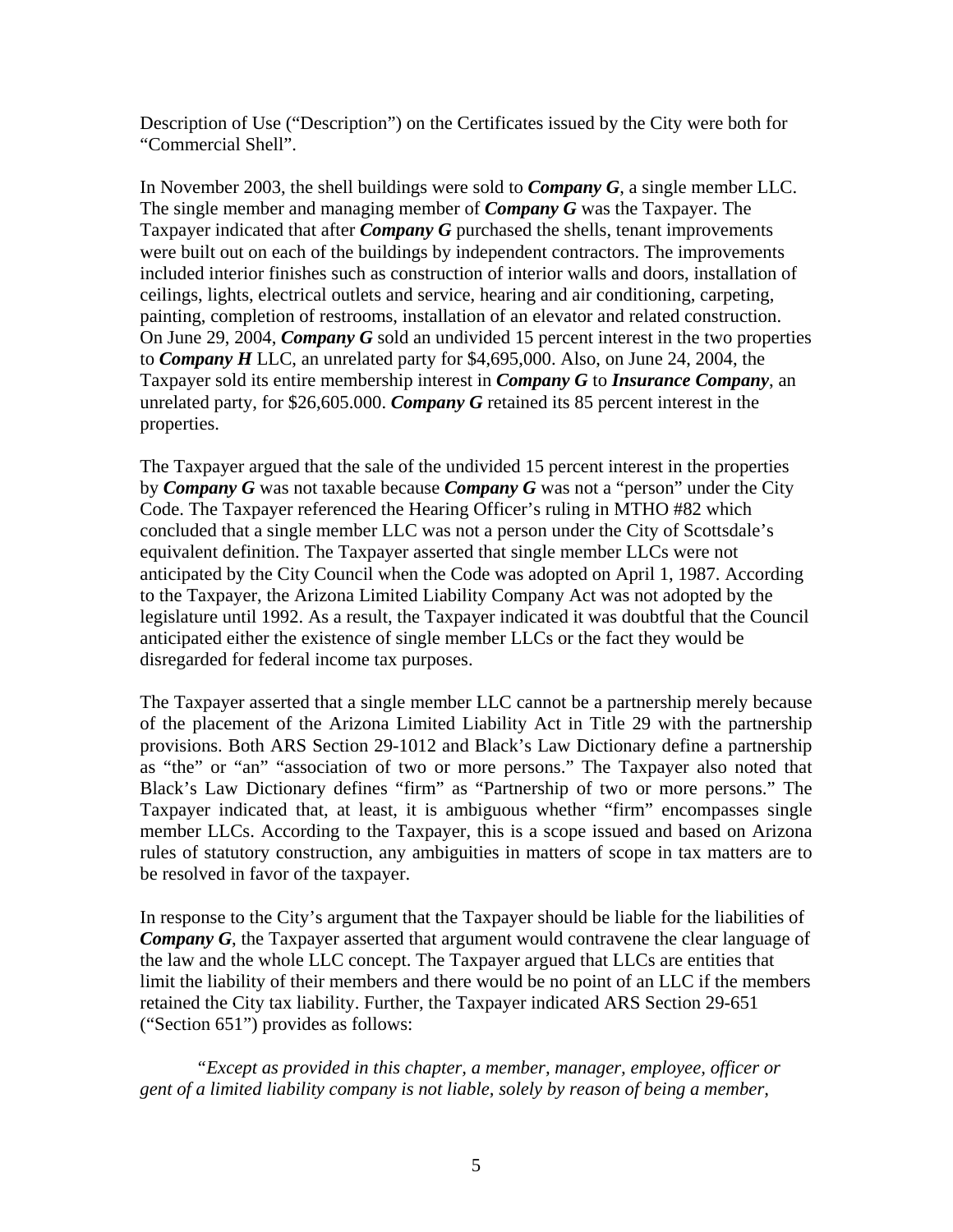Description of Use ("Description") on the Certificates issued by the City were both for "Commercial Shell".

In November 2003, the shell buildings were sold to ***Company G***, a single member LLC. The single member and managing member of ***Company G*** was the Taxpayer. The Taxpayer indicated that after ***Company G*** purchased the shells, tenant improvements were built out on each of the buildings by independent contractors. The improvements included interior finishes such as construction of interior walls and doors, installation of ceilings, lights, electrical outlets and service, hearing and air conditioning, carpeting, painting, completion of restrooms, installation of an elevator and related construction. On June 29, 2004, ***Company G*** sold an undivided 15 percent interest in the two properties to ***Company H*** LLC, an unrelated party for $4,695,000. Also, on June 24, 2004, the Taxpayer sold its entire membership interest in ***Company G*** to ***Insurance Company***, an unrelated party, for $26,605.000. ***Company G*** retained its 85 percent interest in the properties.

The Taxpayer argued that the sale of the undivided 15 percent interest in the properties by ***Company G*** was not taxable because ***Company G*** was not a "person" under the City Code. The Taxpayer referenced the Hearing Officer's ruling in MTHO #82 which concluded that a single member LLC was not a person under the City of Scottsdale's equivalent definition. The Taxpayer asserted that single member LLCs were not anticipated by the City Council when the Code was adopted on April 1, 1987. According to the Taxpayer, the Arizona Limited Liability Company Act was not adopted by the legislature until 1992. As a result, the Taxpayer indicated it was doubtful that the Council anticipated either the existence of single member LLCs or the fact they would be disregarded for federal income tax purposes.

The Taxpayer asserted that a single member LLC cannot be a partnership merely because of the placement of the Arizona Limited Liability Act in Title 29 with the partnership provisions. Both ARS Section 29-1012 and Black's Law Dictionary define a partnership as "the" or "an" "association of two or more persons." The Taxpayer also noted that Black's Law Dictionary defines "firm" as "Partnership of two or more persons." The Taxpayer indicated that, at least, it is ambiguous whether "firm" encompasses single member LLCs. According to the Taxpayer, this is a scope issued and based on Arizona rules of statutory construction, any ambiguities in matters of scope in tax matters are to be resolved in favor of the taxpayer.

In response to the City's argument that the Taxpayer should be liable for the liabilities of ***Company G***, the Taxpayer asserted that argument would contravene the clear language of the law and the whole LLC concept. The Taxpayer argued that LLCs are entities that limit the liability of their members and there would be no point of an LLC if the members retained the City tax liability. Further, the Taxpayer indicated ARS Section 29-651 ("Section 651") provides as follows:

> "*Except as provided in this chapter, a member, manager, employee, officer or gent of a limited liability company is not liable, solely by reason of being a member,*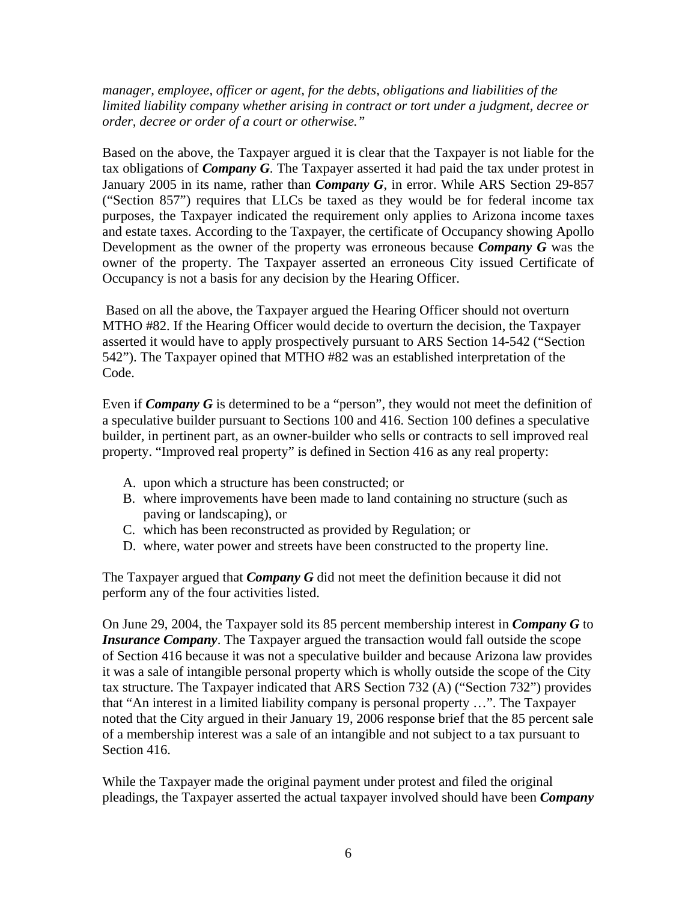*manager, employee, officer or agent, for the debts, obligations and liabilities of the limited liability company whether arising in contract or tort under a judgment, decree or order, decree or order of a court or otherwise."*

Based on the above, the Taxpayer argued it is clear that the Taxpayer is not liable for the tax obligations of ***Company G***. The Taxpayer asserted it had paid the tax under protest in January 2005 in its name, rather than ***Company G***, in error. While ARS Section 29-857 ("Section 857") requires that LLCs be taxed as they would be for federal income tax purposes, the Taxpayer indicated the requirement only applies to Arizona income taxes and estate taxes. According to the Taxpayer, the certificate of Occupancy showing Apollo Development as the owner of the property was erroneous because ***Company G*** was the owner of the property. The Taxpayer asserted an erroneous City issued Certificate of Occupancy is not a basis for any decision by the Hearing Officer.

Based on all the above, the Taxpayer argued the Hearing Officer should not overturn MTHO #82. If the Hearing Officer would decide to overturn the decision, the Taxpayer asserted it would have to apply prospectively pursuant to ARS Section 14-542 ("Section 542"). The Taxpayer opined that MTHO #82 was an established interpretation of the Code.

Even if ***Company G*** is determined to be a "person", they would not meet the definition of a speculative builder pursuant to Sections 100 and 416. Section 100 defines a speculative builder, in pertinent part, as an owner-builder who sells or contracts to sell improved real property. "Improved real property" is defined in Section 416 as any real property:

A. upon which a structure has been constructed; or
B. where improvements have been made to land containing no structure (such as paving or landscaping), or
C. which has been reconstructed as provided by Regulation; or
D. where, water power and streets have been constructed to the property line.

The Taxpayer argued that ***Company G*** did not meet the definition because it did not perform any of the four activities listed.

On June 29, 2004, the Taxpayer sold its 85 percent membership interest in ***Company G*** to ***Insurance Company***. The Taxpayer argued the transaction would fall outside the scope of Section 416 because it was not a speculative builder and because Arizona law provides it was a sale of intangible personal property which is wholly outside the scope of the City tax structure. The Taxpayer indicated that ARS Section 732 (A) ("Section 732") provides that "An interest in a limited liability company is personal property …". The Taxpayer noted that the City argued in their January 19, 2006 response brief that the 85 percent sale of a membership interest was a sale of an intangible and not subject to a tax pursuant to Section 416.

While the Taxpayer made the original payment under protest and filed the original pleadings, the Taxpayer asserted the actual taxpayer involved should have been ***Company***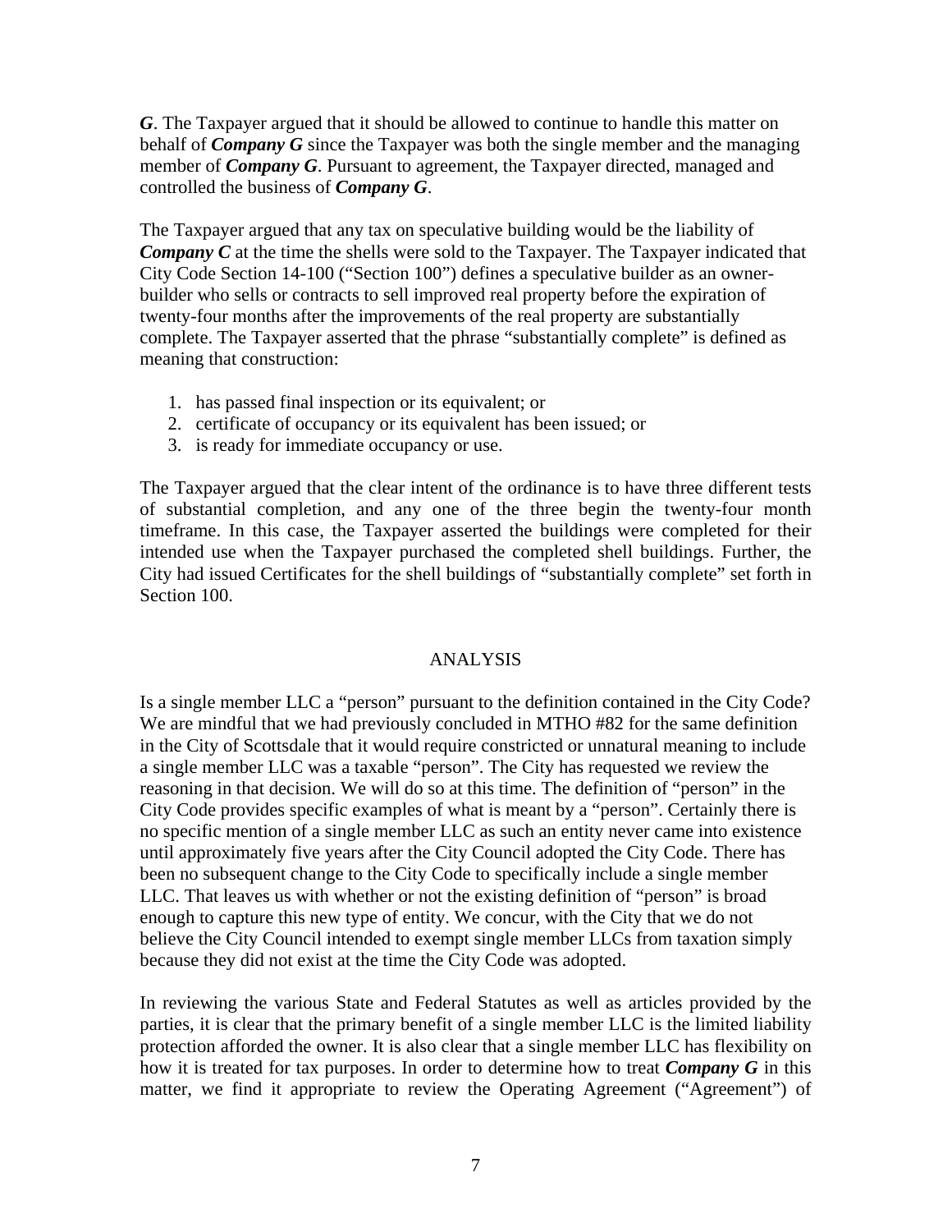***G***. The Taxpayer argued that it should be allowed to continue to handle this matter on behalf of ***Company G*** since the Taxpayer was both the single member and the managing member of ***Company G***. Pursuant to agreement, the Taxpayer directed, managed and controlled the business of ***Company G***.

The Taxpayer argued that any tax on speculative building would be the liability of ***Company C*** at the time the shells were sold to the Taxpayer. The Taxpayer indicated that City Code Section 14-100 ("Section 100") defines a speculative builder as an owner-builder who sells or contracts to sell improved real property before the expiration of twenty-four months after the improvements of the real property are substantially complete. The Taxpayer asserted that the phrase "substantially complete" is defined as meaning that construction:

1. has passed final inspection or its equivalent; or
2. certificate of occupancy or its equivalent has been issued; or
3. is ready for immediate occupancy or use.

The Taxpayer argued that the clear intent of the ordinance is to have three different tests of substantial completion, and any one of the three begin the twenty-four month timeframe. In this case, the Taxpayer asserted the buildings were completed for their intended use when the Taxpayer purchased the completed shell buildings. Further, the City had issued Certificates for the shell buildings of "substantially complete" set forth in Section 100.

## ANALYSIS

Is a single member LLC a "person" pursuant to the definition contained in the City Code? We are mindful that we had previously concluded in MTHO #82 for the same definition in the City of Scottsdale that it would require constricted or unnatural meaning to include a single member LLC was a taxable "person". The City has requested we review the reasoning in that decision. We will do so at this time. The definition of "person" in the City Code provides specific examples of what is meant by a "person". Certainly there is no specific mention of a single member LLC as such an entity never came into existence until approximately five years after the City Council adopted the City Code. There has been no subsequent change to the City Code to specifically include a single member LLC. That leaves us with whether or not the existing definition of "person" is broad enough to capture this new type of entity. We concur, with the City that we do not believe the City Council intended to exempt single member LLCs from taxation simply because they did not exist at the time the City Code was adopted.

In reviewing the various State and Federal Statutes as well as articles provided by the parties, it is clear that the primary benefit of a single member LLC is the limited liability protection afforded the owner. It is also clear that a single member LLC has flexibility on how it is treated for tax purposes. In order to determine how to treat ***Company G*** in this matter, we find it appropriate to review the Operating Agreement ("Agreement") of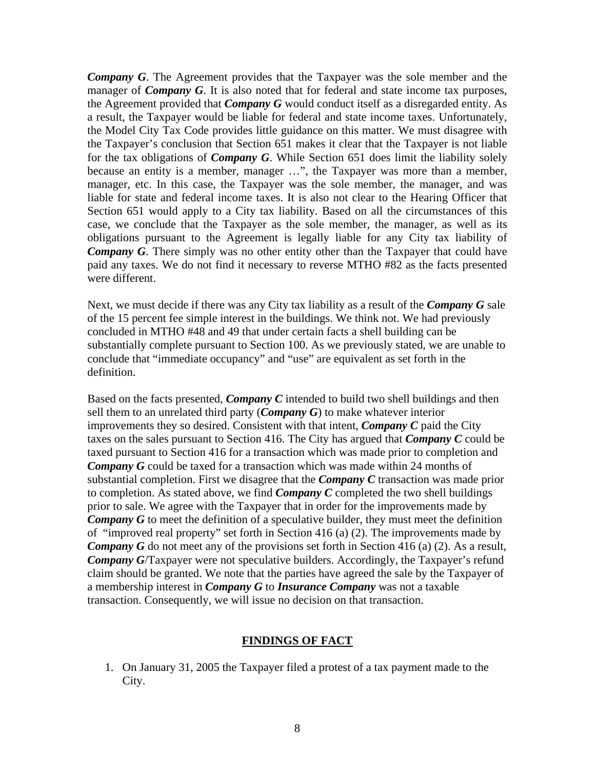***Company G***. The Agreement provides that the Taxpayer was the sole member and the manager of ***Company G***. It is also noted that for federal and state income tax purposes, the Agreement provided that ***Company G*** would conduct itself as a disregarded entity. As a result, the Taxpayer would be liable for federal and state income taxes. Unfortunately, the Model City Tax Code provides little guidance on this matter. We must disagree with the Taxpayer's conclusion that Section 651 makes it clear that the Taxpayer is not liable for the tax obligations of ***Company G***. While Section 651 does limit the liability solely because an entity is a member, manager …", the Taxpayer was more than a member, manager, etc. In this case, the Taxpayer was the sole member, the manager, and was liable for state and federal income taxes. It is also not clear to the Hearing Officer that Section 651 would apply to a City tax liability. Based on all the circumstances of this case, we conclude that the Taxpayer as the sole member, the manager, as well as its obligations pursuant to the Agreement is legally liable for any City tax liability of ***Company G***. There simply was no other entity other than the Taxpayer that could have paid any taxes. We do not find it necessary to reverse MTHO #82 as the facts presented were different.

Next, we must decide if there was any City tax liability as a result of the ***Company G*** sale of the 15 percent fee simple interest in the buildings. We think not. We had previously concluded in MTHO #48 and 49 that under certain facts a shell building can be substantially complete pursuant to Section 100. As we previously stated, we are unable to conclude that "immediate occupancy" and "use" are equivalent as set forth in the definition.

Based on the facts presented, ***Company C*** intended to build two shell buildings and then sell them to an unrelated third party (***Company G***) to make whatever interior improvements they so desired. Consistent with that intent, ***Company C*** paid the City taxes on the sales pursuant to Section 416. The City has argued that ***Company C*** could be taxed pursuant to Section 416 for a transaction which was made prior to completion and ***Company G*** could be taxed for a transaction which was made within 24 months of substantial completion. First we disagree that the ***Company C*** transaction was made prior to completion. As stated above, we find ***Company C*** completed the two shell buildings prior to sale. We agree with the Taxpayer that in order for the improvements made by ***Company G*** to meet the definition of a speculative builder, they must meet the definition of "improved real property" set forth in Section 416 (a) (2). The improvements made by ***Company G*** do not meet any of the provisions set forth in Section 416 (a) (2). As a result, ***Company G***/Taxpayer were not speculative builders. Accordingly, the Taxpayer's refund claim should be granted. We note that the parties have agreed the sale by the Taxpayer of a membership interest in ***Company G*** to ***Insurance Company*** was not a taxable transaction. Consequently, we will issue no decision on that transaction.

## FINDINGS OF FACT

1. On January 31, 2005 the Taxpayer filed a protest of a tax payment made to the City.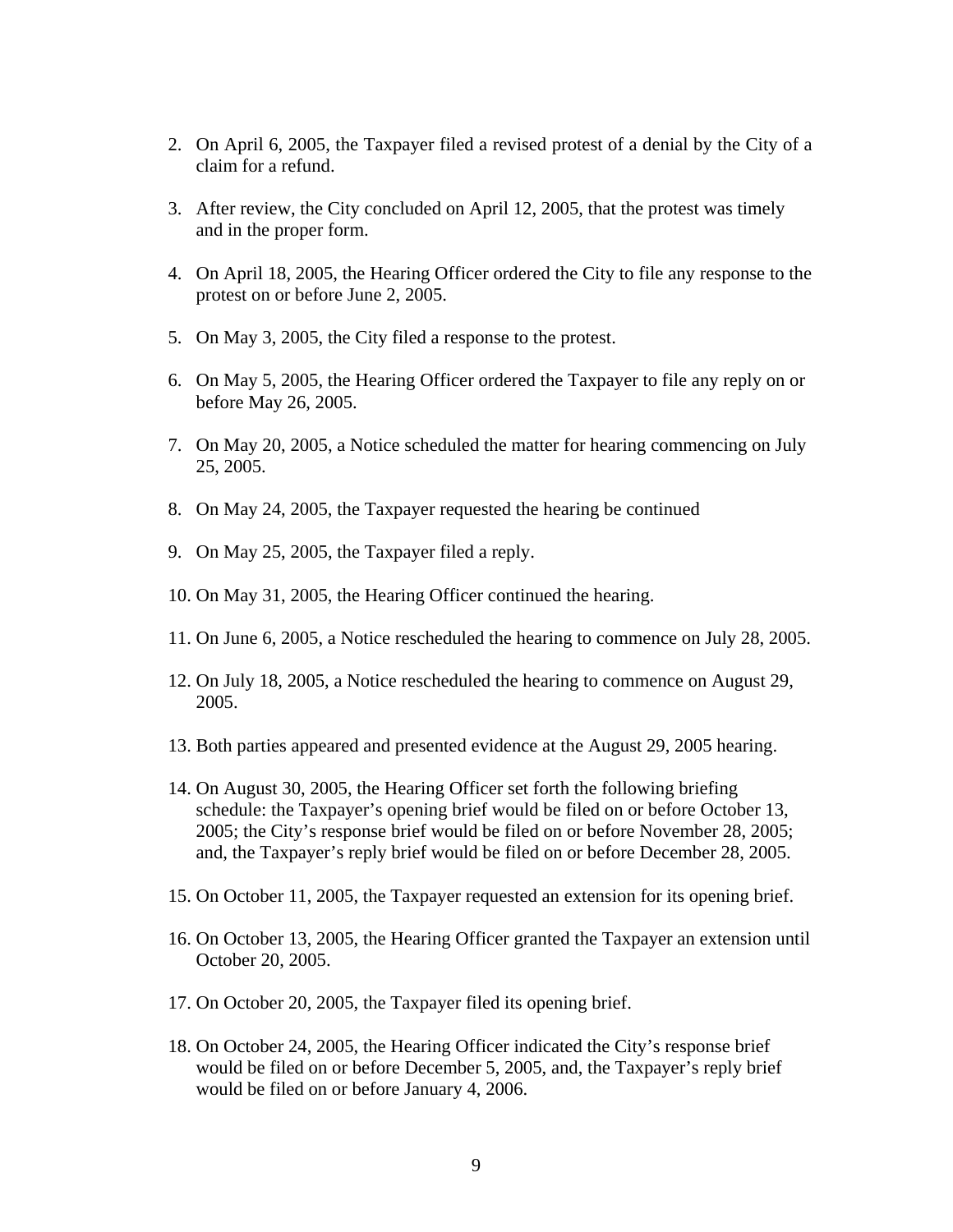2. On April 6, 2005, the Taxpayer filed a revised protest of a denial by the City of a claim for a refund.

3. After review, the City concluded on April 12, 2005, that the protest was timely and in the proper form.

4. On April 18, 2005, the Hearing Officer ordered the City to file any response to the protest on or before June 2, 2005.

5. On May 3, 2005, the City filed a response to the protest.

6. On May 5, 2005, the Hearing Officer ordered the Taxpayer to file any reply on or before May 26, 2005.

7. On May 20, 2005, a Notice scheduled the matter for hearing commencing on July 25, 2005.

8. On May 24, 2005, the Taxpayer requested the hearing be continued

9. On May 25, 2005, the Taxpayer filed a reply.

10. On May 31, 2005, the Hearing Officer continued the hearing.

11. On June 6, 2005, a Notice rescheduled the hearing to commence on July 28, 2005.

12. On July 18, 2005, a Notice rescheduled the hearing to commence on August 29, 2005.

13. Both parties appeared and presented evidence at the August 29, 2005 hearing.

14. On August 30, 2005, the Hearing Officer set forth the following briefing schedule: the Taxpayer's opening brief would be filed on or before October 13, 2005; the City's response brief would be filed on or before November 28, 2005; and, the Taxpayer's reply brief would be filed on or before December 28, 2005.

15. On October 11, 2005, the Taxpayer requested an extension for its opening brief.

16. On October 13, 2005, the Hearing Officer granted the Taxpayer an extension until October 20, 2005.

17. On October 20, 2005, the Taxpayer filed its opening brief.

18. On October 24, 2005, the Hearing Officer indicated the City's response brief would be filed on or before December 5, 2005, and, the Taxpayer's reply brief would be filed on or before January 4, 2006.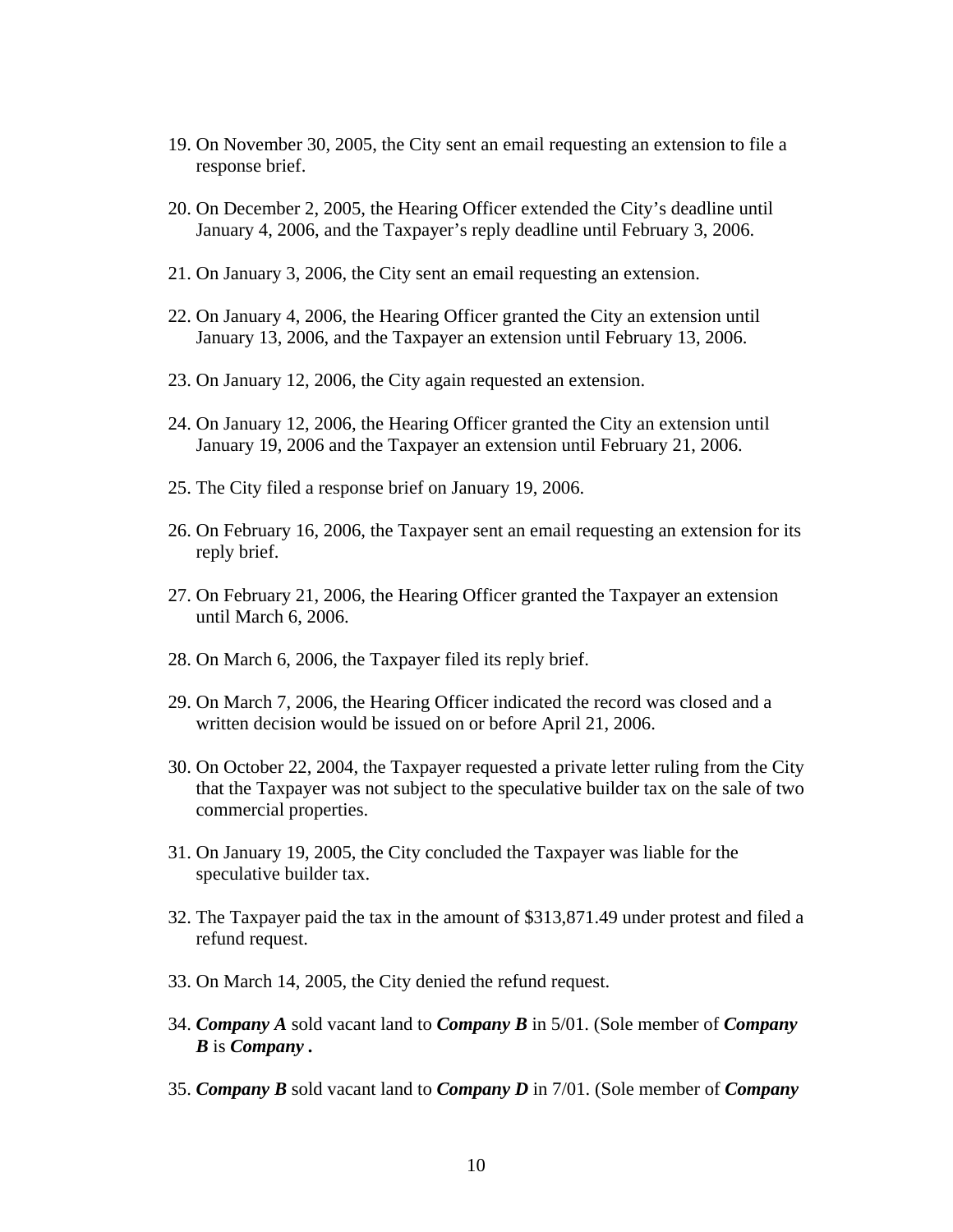19. On November 30, 2005, the City sent an email requesting an extension to file a response brief.

20. On December 2, 2005, the Hearing Officer extended the City's deadline until January 4, 2006, and the Taxpayer's reply deadline until February 3, 2006.

21. On January 3, 2006, the City sent an email requesting an extension.

22. On January 4, 2006, the Hearing Officer granted the City an extension until January 13, 2006, and the Taxpayer an extension until February 13, 2006.

23. On January 12, 2006, the City again requested an extension.

24. On January 12, 2006, the Hearing Officer granted the City an extension until January 19, 2006 and the Taxpayer an extension until February 21, 2006.

25. The City filed a response brief on January 19, 2006.

26. On February 16, 2006, the Taxpayer sent an email requesting an extension for its reply brief.

27. On February 21, 2006, the Hearing Officer granted the Taxpayer an extension until March 6, 2006.

28. On March 6, 2006, the Taxpayer filed its reply brief.

29. On March 7, 2006, the Hearing Officer indicated the record was closed and a written decision would be issued on or before April 21, 2006.

30. On October 22, 2004, the Taxpayer requested a private letter ruling from the City that the Taxpayer was not subject to the speculative builder tax on the sale of two commercial properties.

31. On January 19, 2005, the City concluded the Taxpayer was liable for the speculative builder tax.

32. The Taxpayer paid the tax in the amount of $313,871.49 under protest and filed a refund request.

33. On March 14, 2005, the City denied the refund request.

34. ***Company A*** sold vacant land to ***Company B*** in 5/01. (Sole member of ***Company B*** is ***Company .***

35. ***Company B*** sold vacant land to ***Company D*** in 7/01. (Sole member of ***Company***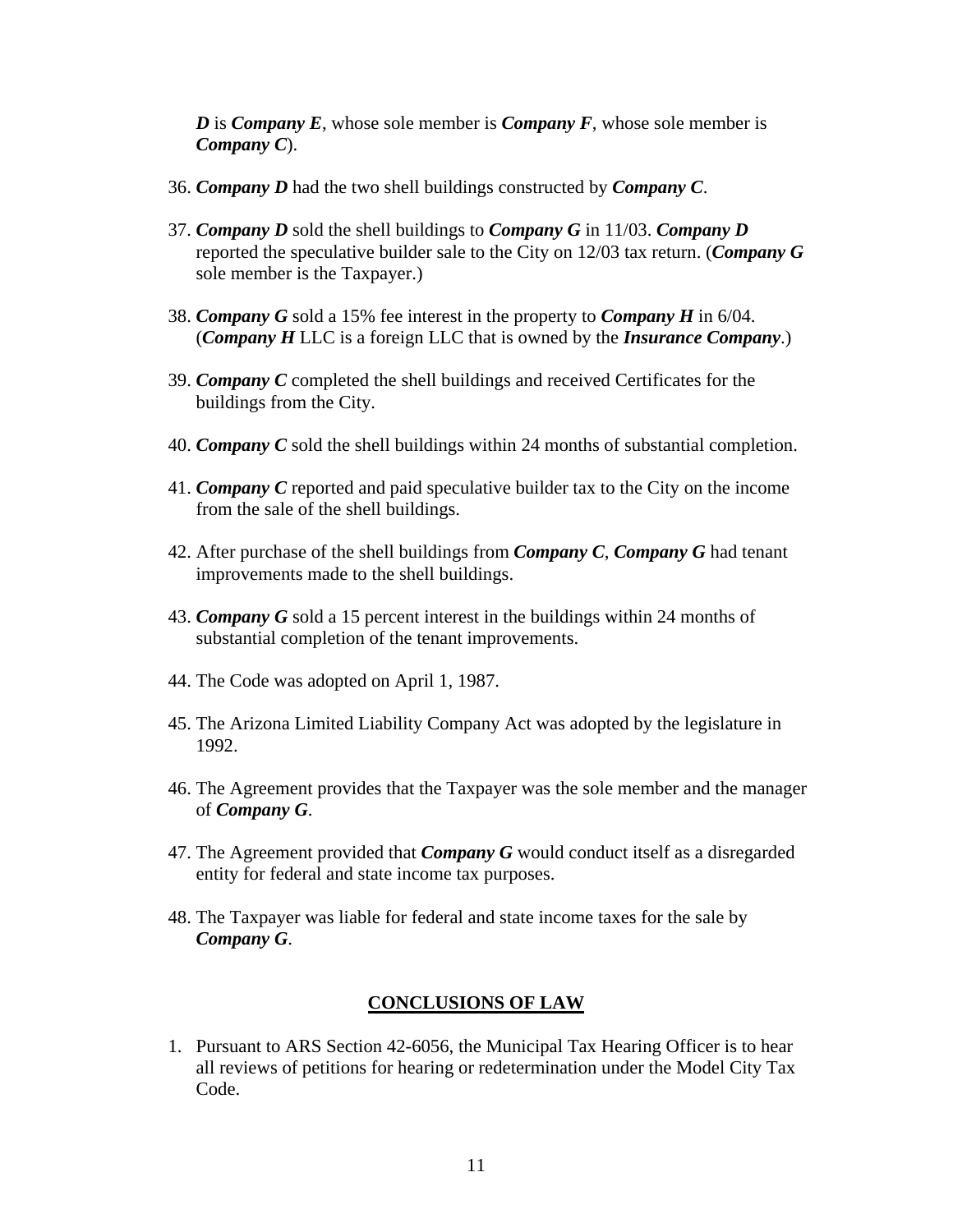***D*** is ***Company E***, whose sole member is ***Company F***, whose sole member is ***Company C***).

36. ***Company D*** had the two shell buildings constructed by ***Company C***.

37. ***Company D*** sold the shell buildings to ***Company G*** in 11/03. ***Company D*** reported the speculative builder sale to the City on 12/03 tax return. (***Company G*** sole member is the Taxpayer.)

38. ***Company G*** sold a 15% fee interest in the property to ***Company H*** in 6/04. (***Company H*** LLC is a foreign LLC that is owned by the ***Insurance Company***.)

39. ***Company C*** completed the shell buildings and received Certificates for the buildings from the City.

40. ***Company C*** sold the shell buildings within 24 months of substantial completion.

41. ***Company C*** reported and paid speculative builder tax to the City on the income from the sale of the shell buildings.

42. After purchase of the shell buildings from ***Company C***, ***Company G*** had tenant improvements made to the shell buildings.

43. ***Company G*** sold a 15 percent interest in the buildings within 24 months of substantial completion of the tenant improvements.

44. The Code was adopted on April 1, 1987.

45. The Arizona Limited Liability Company Act was adopted by the legislature in 1992.

46. The Agreement provides that the Taxpayer was the sole member and the manager of ***Company G***.

47. The Agreement provided that ***Company G*** would conduct itself as a disregarded entity for federal and state income tax purposes.

48. The Taxpayer was liable for federal and state income taxes for the sale by ***Company G***.

## CONCLUSIONS OF LAW

1. Pursuant to ARS Section 42-6056, the Municipal Tax Hearing Officer is to hear all reviews of petitions for hearing or redetermination under the Model City Tax Code.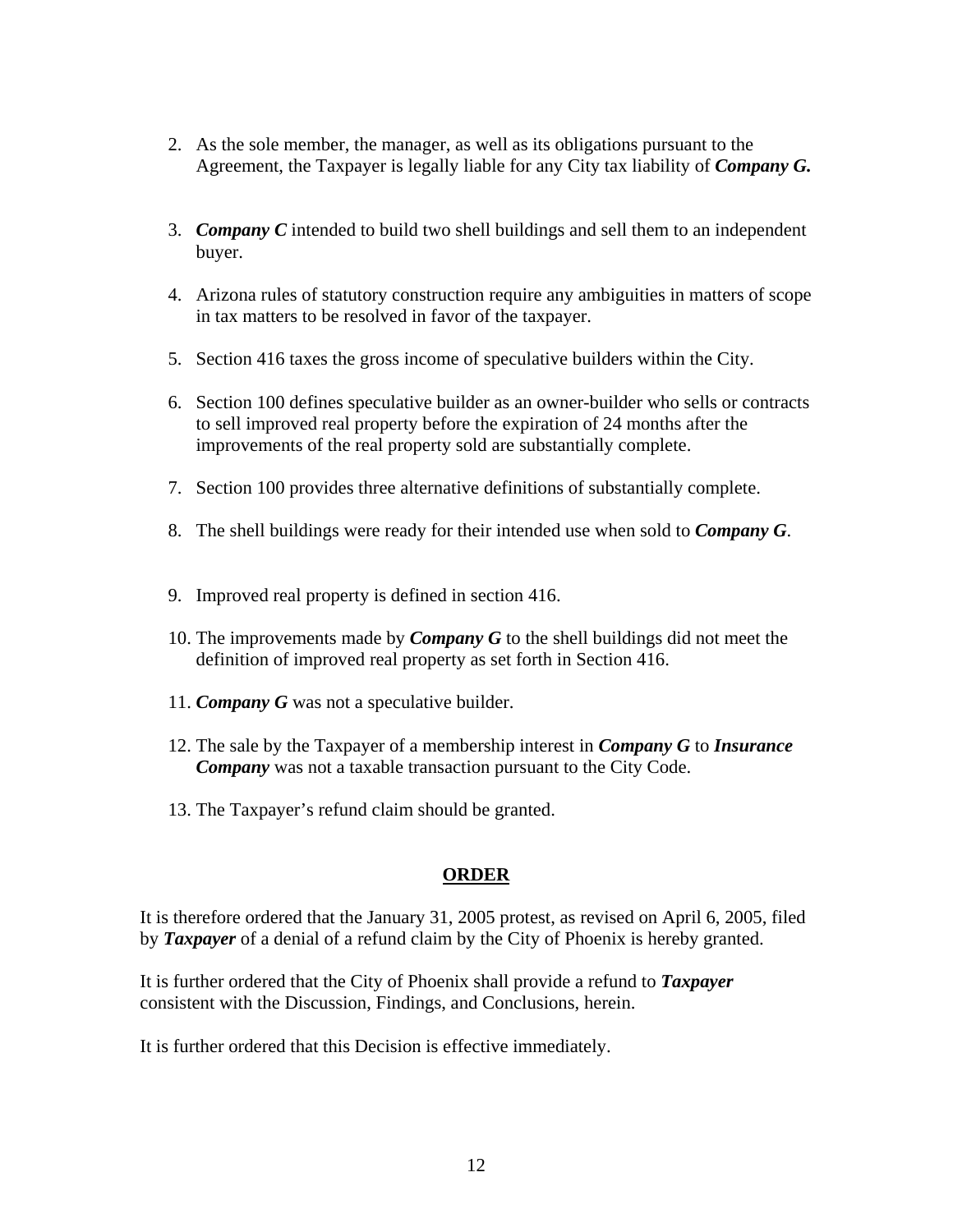2. As the sole member, the manager, as well as its obligations pursuant to the Agreement, the Taxpayer is legally liable for any City tax liability of ***Company G.***

3. ***Company C*** intended to build two shell buildings and sell them to an independent buyer.

4. Arizona rules of statutory construction require any ambiguities in matters of scope in tax matters to be resolved in favor of the taxpayer.

5. Section 416 taxes the gross income of speculative builders within the City.

6. Section 100 defines speculative builder as an owner-builder who sells or contracts to sell improved real property before the expiration of 24 months after the improvements of the real property sold are substantially complete.

7. Section 100 provides three alternative definitions of substantially complete.

8. The shell buildings were ready for their intended use when sold to ***Company G***.

9. Improved real property is defined in section 416.

10. The improvements made by ***Company G*** to the shell buildings did not meet the definition of improved real property as set forth in Section 416.

11. ***Company G*** was not a speculative builder.

12. The sale by the Taxpayer of a membership interest in ***Company G*** to ***Insurance Company*** was not a taxable transaction pursuant to the City Code.

13. The Taxpayer's refund claim should be granted.

## **ORDER**

It is therefore ordered that the January 31, 2005 protest, as revised on April 6, 2005, filed by ***Taxpayer*** of a denial of a refund claim by the City of Phoenix is hereby granted.

It is further ordered that the City of Phoenix shall provide a refund to ***Taxpayer*** consistent with the Discussion, Findings, and Conclusions, herein.

It is further ordered that this Decision is effective immediately.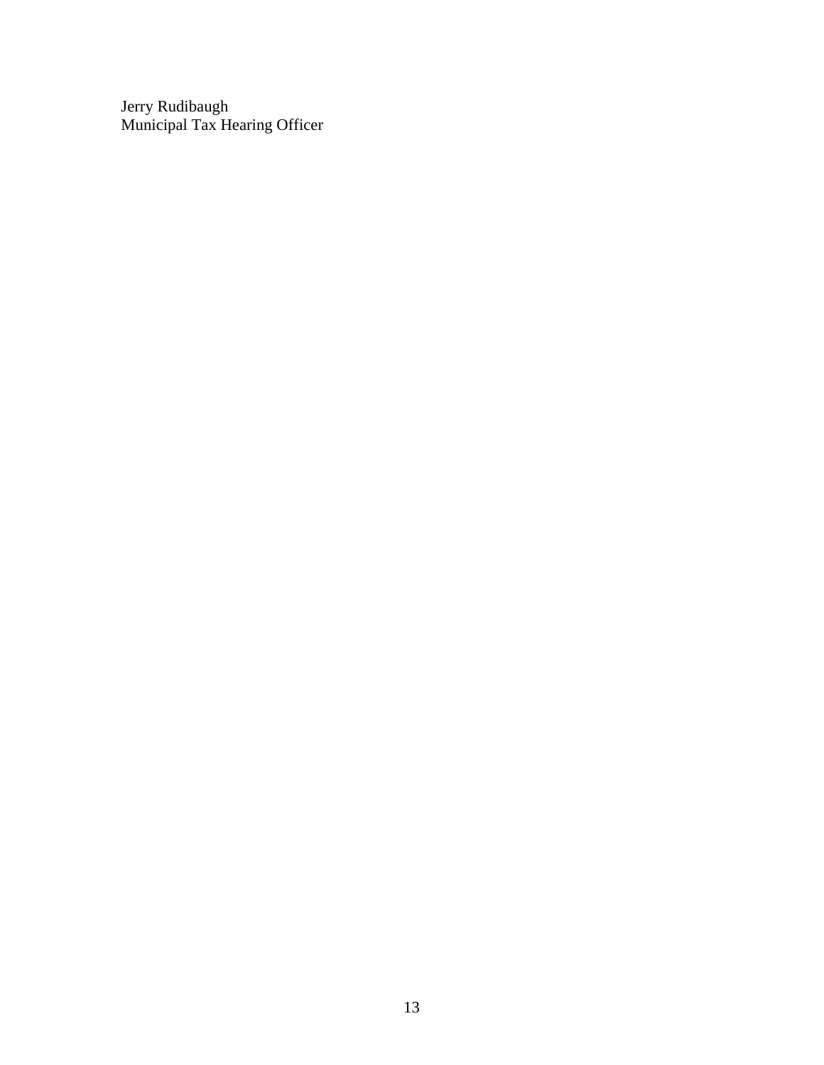Jerry Rudibaugh
Municipal Tax Hearing Officer